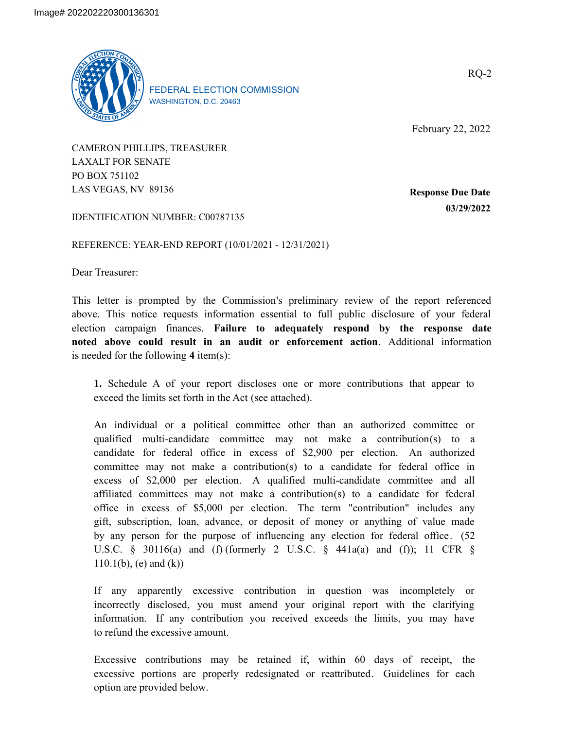Image# 202202220300136301

FEDERAL ELECTION COMMISSION
WASHINGTON, D.C. 20463

RQ-2

February 22, 2022

CAMERON PHILLIPS, TREASURER
LAXALT FOR SENATE
PO BOX 751102
LAS VEGAS, NV 89136

**Response Due Date**
**03/29/2022**

IDENTIFICATION NUMBER: C00787135

REFERENCE: YEAR-END REPORT (10/01/2021 - 12/31/2021)

Dear Treasurer:

This letter is prompted by the Commission's preliminary review of the report referenced above. This notice requests information essential to full public disclosure of your federal election campaign finances. **Failure to adequately respond by the response date noted above could result in an audit or enforcement action**. Additional information is needed for the following **4** item(s):

**1.** Schedule A of your report discloses one or more contributions that appear to exceed the limits set forth in the Act (see attached).

An individual or a political committee other than an authorized committee or qualified multi-candidate committee may not make a contribution(s) to a candidate for federal office in excess of $2,900 per election. An authorized committee may not make a contribution(s) to a candidate for federal office in excess of $2,000 per election. A qualified multi-candidate committee and all affiliated committees may not make a contribution(s) to a candidate for federal office in excess of $5,000 per election. The term "contribution" includes any gift, subscription, loan, advance, or deposit of money or anything of value made by any person for the purpose of influencing any election for federal office. (52 U.S.C. § 30116(a) and (f) (formerly 2 U.S.C. § 441a(a) and (f)); 11 CFR § 110.1(b), (e) and (k))

If any apparently excessive contribution in question was incompletely or incorrectly disclosed, you must amend your original report with the clarifying information. If any contribution you received exceeds the limits, you may have to refund the excessive amount.

Excessive contributions may be retained if, within 60 days of receipt, the excessive portions are properly redesignated or reattributed. Guidelines for each option are provided below.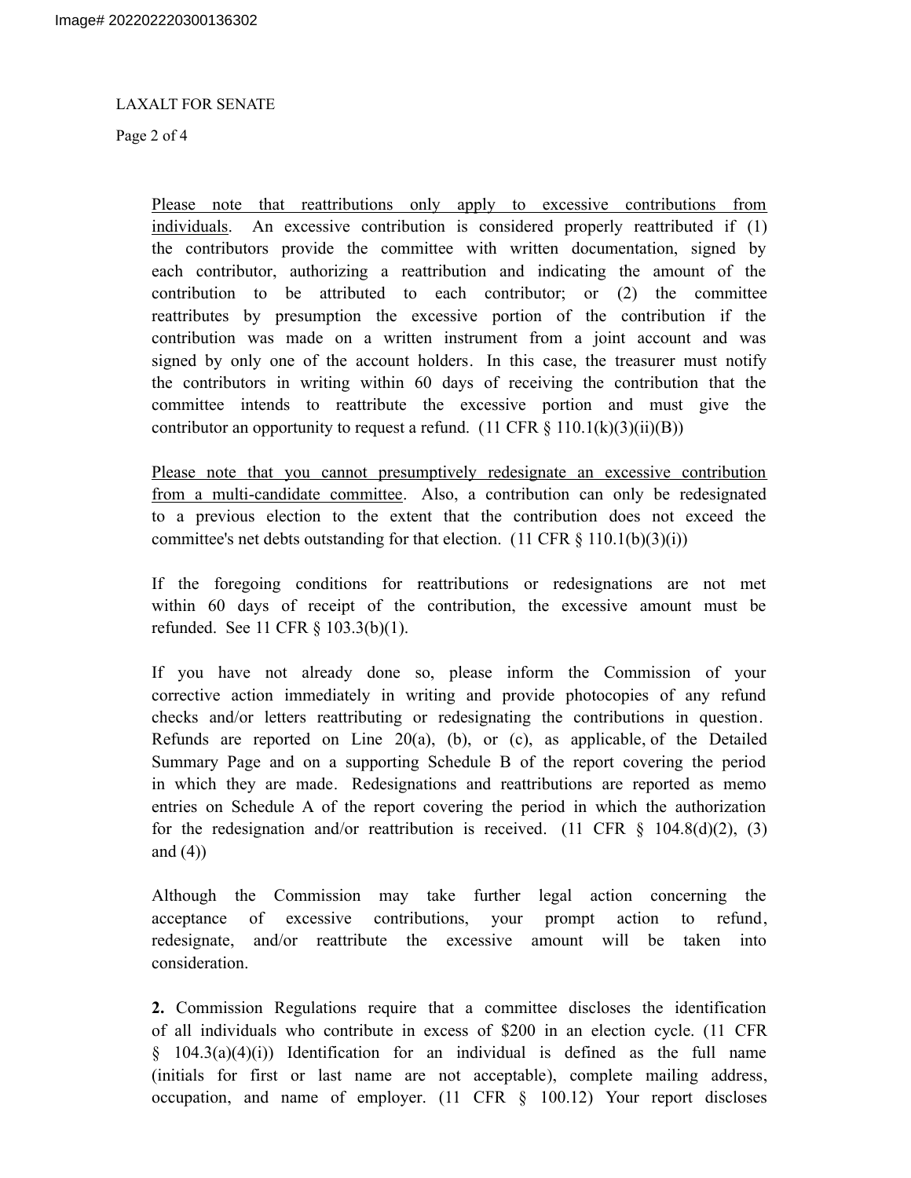Please note that reattributions only apply to excessive contributions from individuals. An excessive contribution is considered properly reattributed if (1) the contributors provide the committee with written documentation, signed by each contributor, authorizing a reattribution and indicating the amount of the contribution to be attributed to each contributor; or (2) the committee reattributes by presumption the excessive portion of the contribution if the contribution was made on a written instrument from a joint account and was signed by only one of the account holders. In this case, the treasurer must notify the contributors in writing within 60 days of receiving the contribution that the committee intends to reattribute the excessive portion and must give the contributor an opportunity to request a refund. (11 CFR § 110.1(k)(3)(ii)(B))

Please note that you cannot presumptively redesignate an excessive contribution from a multi-candidate committee. Also, a contribution can only be redesignated to a previous election to the extent that the contribution does not exceed the committee's net debts outstanding for that election. (11 CFR § 110.1(b)(3)(i))

If the foregoing conditions for reattributions or redesignations are not met within 60 days of receipt of the contribution, the excessive amount must be refunded. See 11 CFR § 103.3(b)(1).

If you have not already done so, please inform the Commission of your corrective action immediately in writing and provide photocopies of any refund checks and/or letters reattributing or redesignating the contributions in question. Refunds are reported on Line 20(a), (b), or (c), as applicable, of the Detailed Summary Page and on a supporting Schedule B of the report covering the period in which they are made. Redesignations and reattributions are reported as memo entries on Schedule A of the report covering the period in which the authorization for the redesignation and/or reattribution is received. (11 CFR § 104.8(d)(2), (3) and (4))

Although the Commission may take further legal action concerning the acceptance of excessive contributions, your prompt action to refund, redesignate, and/or reattribute the excessive amount will be taken into consideration.

**2.** Commission Regulations require that a committee discloses the identification of all individuals who contribute in excess of $200 in an election cycle. (11 CFR § 104.3(a)(4)(i)) Identification for an individual is defined as the full name (initials for first or last name are not acceptable), complete mailing address, occupation, and name of employer. (11 CFR § 100.12) Your report discloses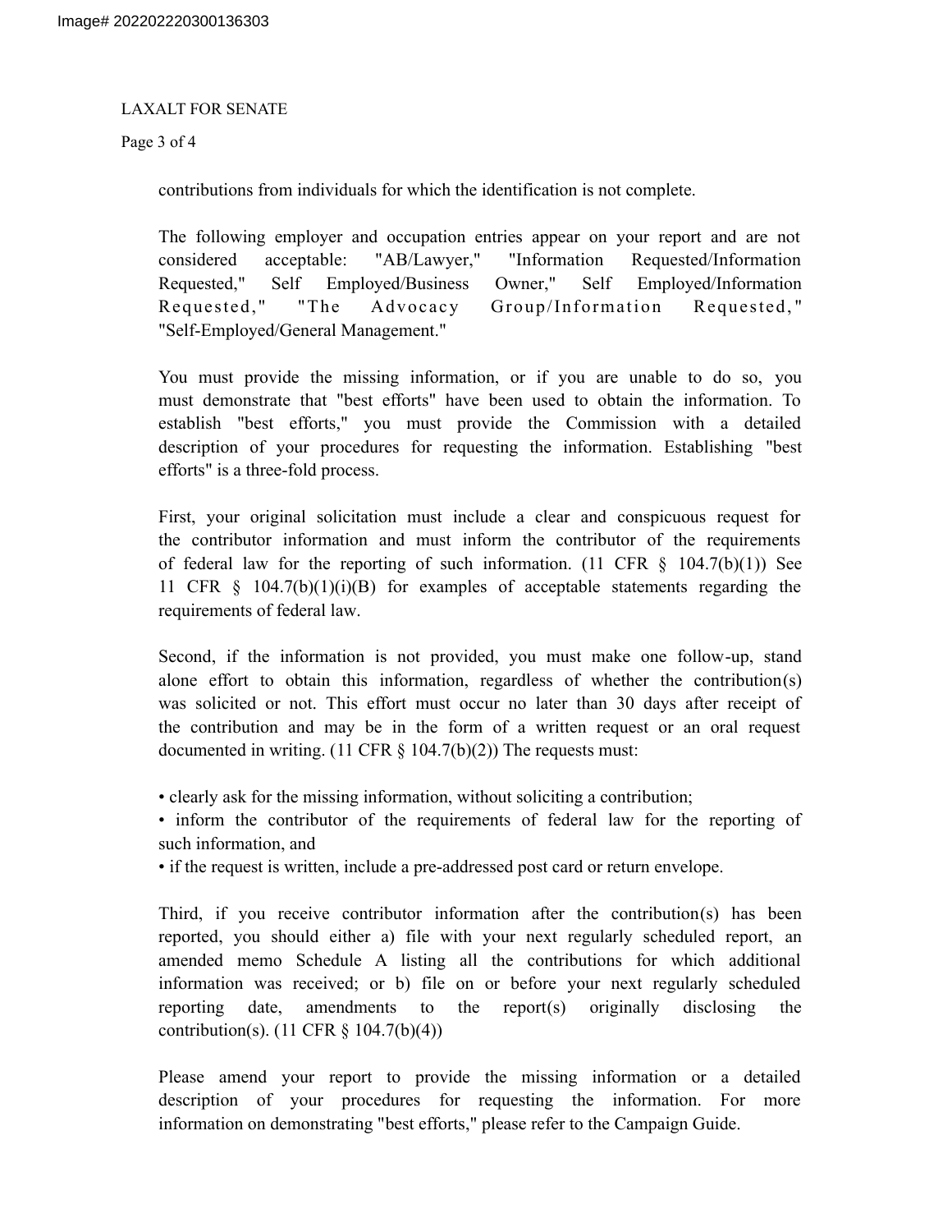contributions from individuals for which the identification is not complete.

The following employer and occupation entries appear on your report and are not considered acceptable: "AB/Lawyer," "Information Requested/Information Requested," Self Employed/Business Owner," Self Employed/Information Requested," "The Advocacy Group/Information Requested," "Self-Employed/General Management."

You must provide the missing information, or if you are unable to do so, you must demonstrate that "best efforts" have been used to obtain the information. To establish "best efforts," you must provide the Commission with a detailed description of your procedures for requesting the information. Establishing "best efforts" is a three-fold process.

First, your original solicitation must include a clear and conspicuous request for the contributor information and must inform the contributor of the requirements of federal law for the reporting of such information. (11 CFR § 104.7(b)(1)) See 11 CFR § 104.7(b)(1)(i)(B) for examples of acceptable statements regarding the requirements of federal law.

Second, if the information is not provided, you must make one follow-up, stand alone effort to obtain this information, regardless of whether the contribution(s) was solicited or not. This effort must occur no later than 30 days after receipt of the contribution and may be in the form of a written request or an oral request documented in writing. (11 CFR § 104.7(b)(2)) The requests must:

- clearly ask for the missing information, without soliciting a contribution;
- inform the contributor of the requirements of federal law for the reporting of such information, and
- if the request is written, include a pre-addressed post card or return envelope.

Third, if you receive contributor information after the contribution(s) has been reported, you should either a) file with your next regularly scheduled report, an amended memo Schedule A listing all the contributions for which additional information was received; or b) file on or before your next regularly scheduled reporting date, amendments to the report(s) originally disclosing the contribution(s). (11 CFR § 104.7(b)(4))

Please amend your report to provide the missing information or a detailed description of your procedures for requesting the information. For more information on demonstrating "best efforts," please refer to the Campaign Guide.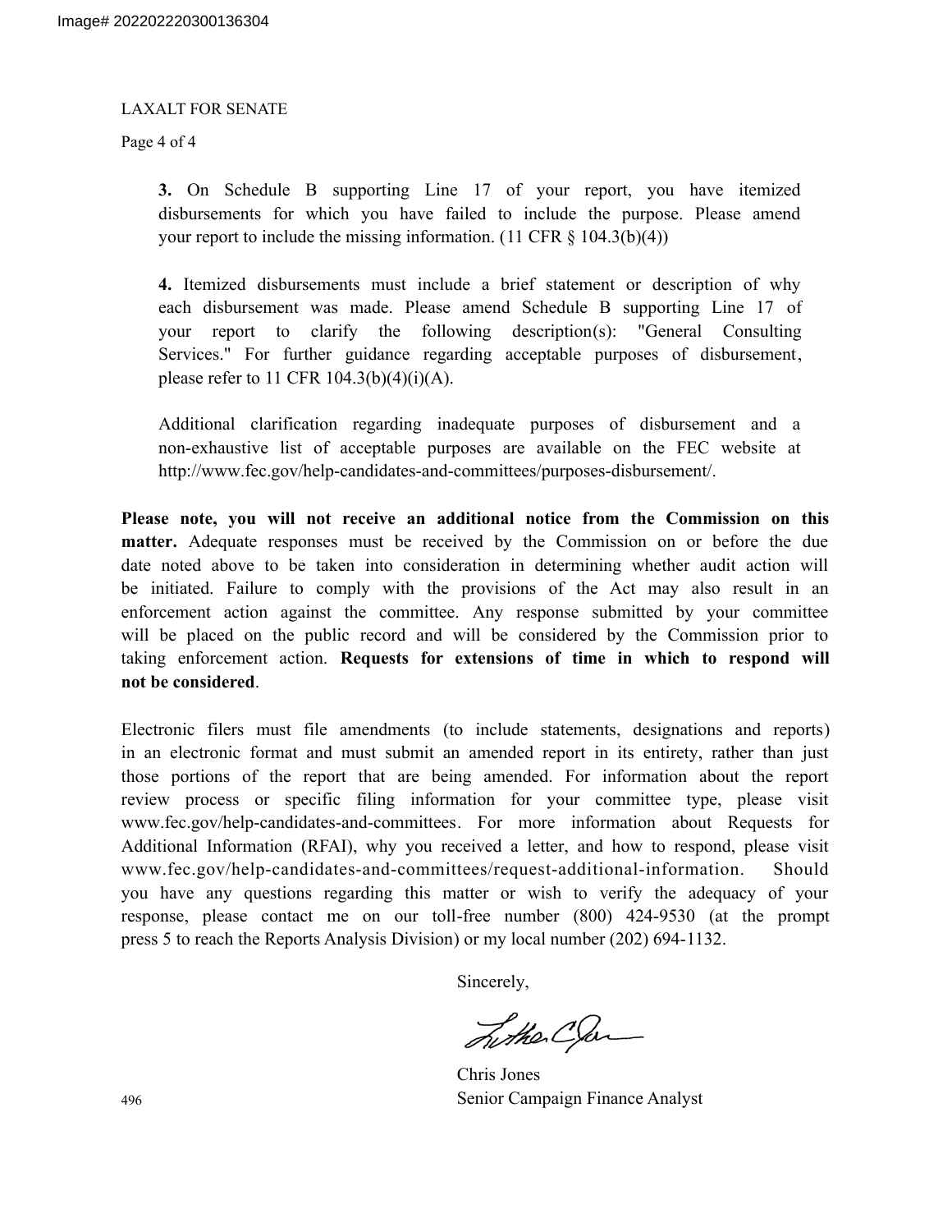LAXALT FOR SENATE

3. On Schedule B supporting Line 17 of your report, you have itemized disbursements for which you have failed to include the purpose. Please amend your report to include the missing information. (11 CFR § 104.3(b)(4))

4. Itemized disbursements must include a brief statement or description of why each disbursement was made. Please amend Schedule B supporting Line 17 of your report to clarify the following description(s): "General Consulting Services." For further guidance regarding acceptable purposes of disbursement, please refer to 11 CFR 104.3(b)(4)(i)(A).

Additional clarification regarding inadequate purposes of disbursement and a non-exhaustive list of acceptable purposes are available on the FEC website at http://www.fec.gov/help-candidates-and-committees/purposes-disbursement/.

**Please note, you will not receive an additional notice from the Commission on this matter.** Adequate responses must be received by the Commission on or before the due date noted above to be taken into consideration in determining whether audit action will be initiated. Failure to comply with the provisions of the Act may also result in an enforcement action against the committee. Any response submitted by your committee will be placed on the public record and will be considered by the Commission prior to taking enforcement action. **Requests for extensions of time in which to respond will not be considered**.

Electronic filers must file amendments (to include statements, designations and reports) in an electronic format and must submit an amended report in its entirety, rather than just those portions of the report that are being amended. For information about the report review process or specific filing information for your committee type, please visit www.fec.gov/help-candidates-and-committees. For more information about Requests for Additional Information (RFAI), why you received a letter, and how to respond, please visit www.fec.gov/help-candidates-and-committees/request-additional-information. Should you have any questions regarding this matter or wish to verify the adequacy of your response, please contact me on our toll-free number (800) 424-9530 (at the prompt press 5 to reach the Reports Analysis Division) or my local number (202) 694-1132.

Sincerely,

Chris Jones
Senior Campaign Finance Analyst

496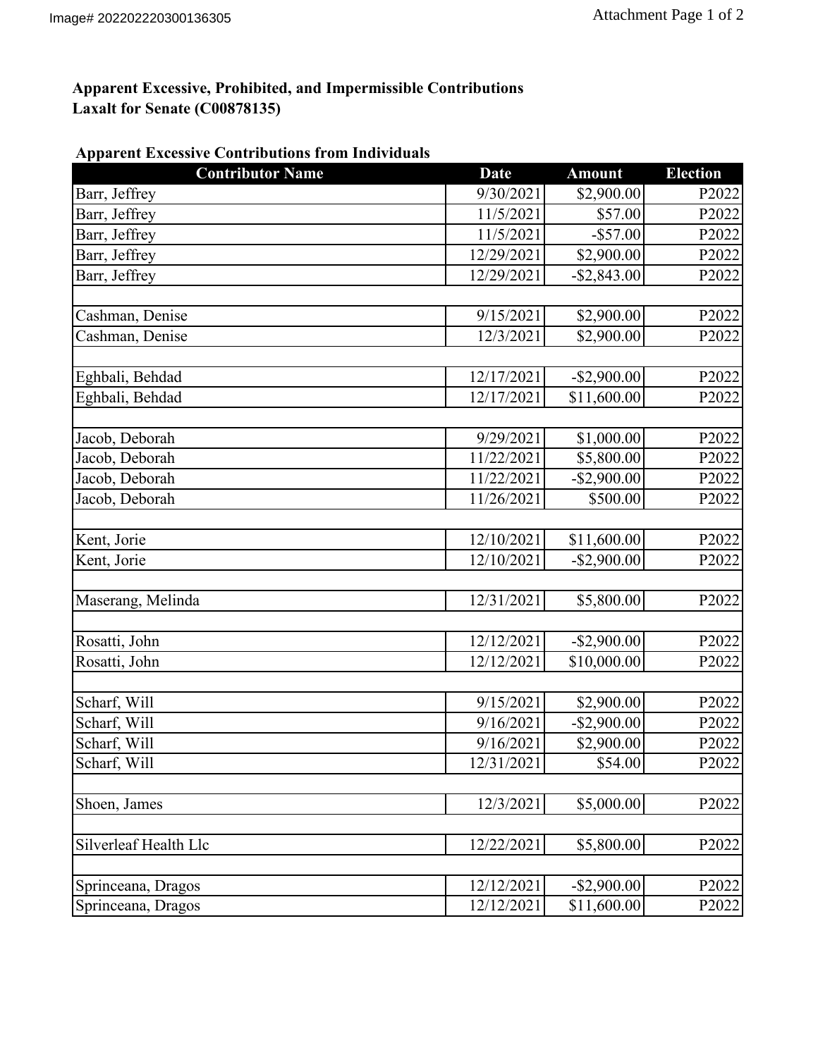**Apparent Excessive, Prohibited, and Impermissible Contributions**
**Laxalt for Senate (C00878135)**

**Apparent Excessive Contributions from Individuals**

| Contributor Name | Date | Amount | Election |
|---|---|---|---|
| Barr, Jeffrey | 9/30/2021 | $2,900.00 | P2022 |
| Barr, Jeffrey | 11/5/2021 | $57.00 | P2022 |
| Barr, Jeffrey | 11/5/2021 | -$57.00 | P2022 |
| Barr, Jeffrey | 12/29/2021 | $2,900.00 | P2022 |
| Barr, Jeffrey | 12/29/2021 | -$2,843.00 | P2022 |
| | | | |
| Cashman, Denise | 9/15/2021 | $2,900.00 | P2022 |
| Cashman, Denise | 12/3/2021 | $2,900.00 | P2022 |
| | | | |
| Eghbali, Behdad | 12/17/2021 | -$2,900.00 | P2022 |
| Eghbali, Behdad | 12/17/2021 | $11,600.00 | P2022 |
| | | | |
| Jacob, Deborah | 9/29/2021 | $1,000.00 | P2022 |
| Jacob, Deborah | 11/22/2021 | $5,800.00 | P2022 |
| Jacob, Deborah | 11/22/2021 | -$2,900.00 | P2022 |
| Jacob, Deborah | 11/26/2021 | $500.00 | P2022 |
| | | | |
| Kent, Jorie | 12/10/2021 | $11,600.00 | P2022 |
| Kent, Jorie | 12/10/2021 | -$2,900.00 | P2022 |
| | | | |
| Maserang, Melinda | 12/31/2021 | $5,800.00 | P2022 |
| | | | |
| Rosatti, John | 12/12/2021 | -$2,900.00 | P2022 |
| Rosatti, John | 12/12/2021 | $10,000.00 | P2022 |
| | | | |
| Scharf, Will | 9/15/2021 | $2,900.00 | P2022 |
| Scharf, Will | 9/16/2021 | -$2,900.00 | P2022 |
| Scharf, Will | 9/16/2021 | $2,900.00 | P2022 |
| Scharf, Will | 12/31/2021 | $54.00 | P2022 |
| | | | |
| Shoen, James | 12/3/2021 | $5,000.00 | P2022 |
| | | | |
| Silverleaf Health Llc | 12/22/2021 | $5,800.00 | P2022 |
| | | | |
| Sprinceana, Dragos | 12/12/2021 | -$2,900.00 | P2022 |
| Sprinceana, Dragos | 12/12/2021 | $11,600.00 | P2022 |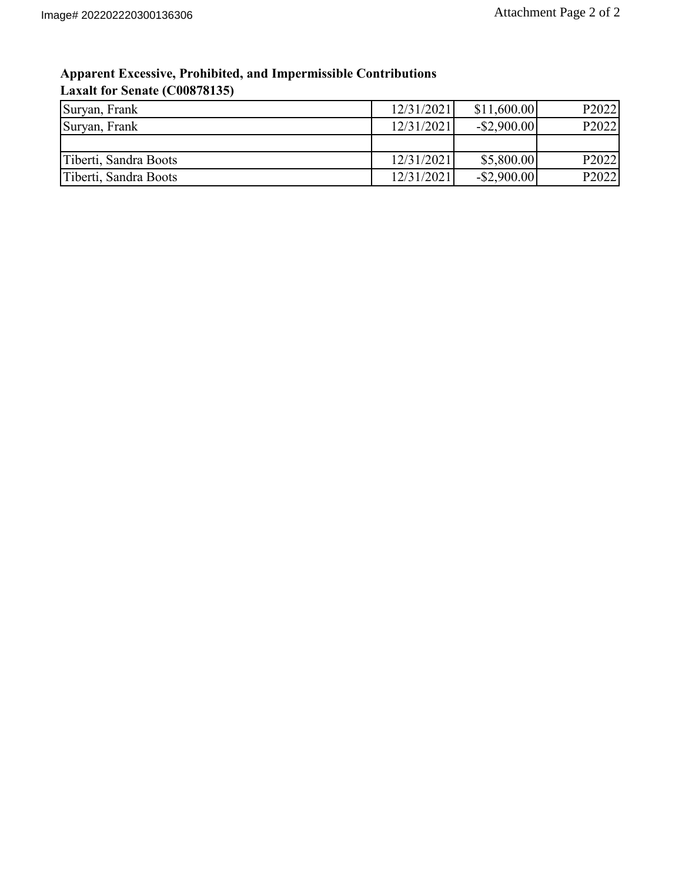**Apparent Excessive, Prohibited, and Impermissible Contributions**
**Laxalt for Senate (C00878135)**

| | | | |
|---|---|---|---|
| Suryan, Frank | 12/31/2021 | $11,600.00 | P2022 |
| Suryan, Frank | 12/31/2021 | -$2,900.00 | P2022 |
| | | | |
| Tiberti, Sandra Boots | 12/31/2021 | $5,800.00 | P2022 |
| Tiberti, Sandra Boots | 12/31/2021 | -$2,900.00 | P2022 |